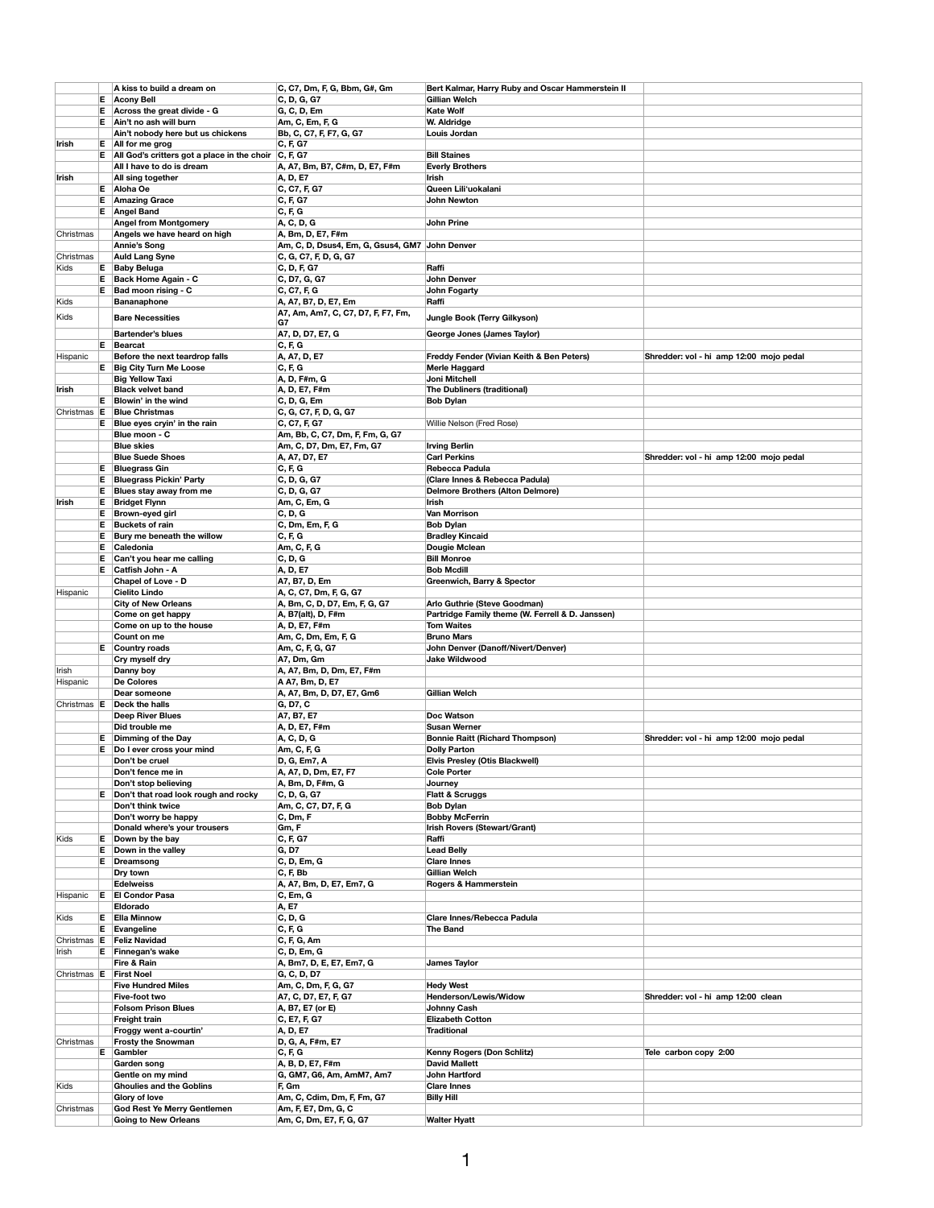| | | | | | |
|---|---|---|---|---|---|
| | | A kiss to build a dream on | C, C7, Dm, F, G, Bbm, G#, Gm | Bert Kalmar, Harry Ruby and Oscar Hammerstein II | |
| | E | Acony Bell | C, D, G, G7 | Gillian Welch | |
| | E | Across the great divide - G | G, C, D, Em | Kate Wolf | |
| | E | Ain't no ash will burn | Am, C, Em, F, G | W. Aldridge | |
| | | Ain't nobody here but us chickens | Bb, C, C7, F, F7, G, G7 | Louis Jordan | |
| Irish | E | All for me grog | C, F, G7 | | |
| | E | All God's critters got a place in the choir | C, F, G7 | Bill Staines | |
| | | All I have to do is dream | A, A7, Bm, B7, C#m, D, E7, F#m | Everly Brothers | |
| Irish | | All sing together | A, D, E7 | Irish | |
| | E | Aloha Oe | C, C7, F, G7 | Queen Lili'uokalani | |
| | E | Amazing Grace | C, F, G7 | John Newton | |
| | E | Angel Band | C, F, G | | |
| | | Angel from Montgomery | A, C, D, G | John Prine | |
| Christmas | | Angels we have heard on high | A, Bm, D, E7, F#m | | |
| | | Annie's Song | Am, C, D, Dsus4, Em, G, Gsus4, GM7 | John Denver | |
| Christmas | | Auld Lang Syne | C, G, C7, F, D, G, G7 | | |
| Kids | E | Baby Beluga | C, D, F, G7 | Raffi | |
| | E | Back Home Again - C | C, D7, G, G7 | John Denver | |
| | E | Bad moon rising - C | C, C7, F, G | John Fogarty | |
| Kids | | Bananaphone | A, A7, B7, D, E7, Em | Raffi | |
| Kids | | Bare Necessities | A7, Am, Am7, C, C7, D7, F, F7, Fm, G7 | Jungle Book (Terry Gilkyson) | |
| | | Bartender's blues | A7, D, D7, E7, G | George Jones (James Taylor) | |
| | E | Bearcat | C, F, G | | |
| Hispanic | | Before the next teardrop falls | A, A7, D, E7 | Freddy Fender (Vivian Keith & Ben Peters) | Shredder: vol - hi amp 12:00 mojo pedal |
| | E | Big City Turn Me Loose | C, F, G | Merle Haggard | |
| | | Big Yellow Taxi | A, D, F#m, G | Joni Mitchell | |
| Irish | | Black velvet band | A, D, E7, F#m | The Dubliners (traditional) | |
| | E | Blowin' in the wind | C, D, G, Em | Bob Dylan | |
| Christmas | E | Blue Christmas | C, G, C7, F, D, G, G7 | | |
| | E | Blue eyes cryin' in the rain | C, C7, F, G7 | Willie Nelson (Fred Rose) | |
| | | Blue moon - C | Am, Bb, C, C7, Dm, F, Fm, G, G7 | | |
| | | Blue skies | Am, C, D7, Dm, E7, Fm, G7 | Irving Berlin | |
| | | Blue Suede Shoes | A, A7, D7, E7 | Carl Perkins | Shredder: vol - hi amp 12:00 mojo pedal |
| | E | Bluegrass Gin | C, F, G | Rebecca Padula | |
| | E | Bluegrass Pickin' Party | C, D, G, G7 | (Clare Innes & Rebecca Padula) | |
| | E | Blues stay away from me | C, D, G, G7 | Delmore Brothers (Alton Delmore) | |
| Irish | E | Bridget Flynn | Am, C, Em, G | Irish | |
| | E | Brown-eyed girl | C, D, G | Van Morrison | |
| | E | Buckets of rain | C, Dm, Em, F, G | Bob Dylan | |
| | E | Bury me beneath the willow | C, F, G | Bradley Kincaid | |
| | E | Caledonia | Am, C, F, G | Dougie Mclean | |
| | E | Can't you hear me calling | C, D, G | Bill Monroe | |
| | E | Catfish John - A | A, D, E7 | Bob Mcdill | |
| | | Chapel of Love - D | A7, B7, D, Em | Greenwich, Barry & Spector | |
| Hispanic | | Cielito Lindo | A, C, C7, Dm, F, G, G7 | | |
| | | City of New Orleans | A, Bm, C, D, D7, Em, F, G, G7 | Arlo Guthrie (Steve Goodman) | |
| | | Come on get happy | A, B7(alt), D, F#m | Partridge Family theme (W. Ferrell & D. Janssen) | |
| | | Come on up to the house | A, D, E7, F#m | Tom Waites | |
| | | Count on me | Am, C, Dm, Em, F, G | Bruno Mars | |
| | E | Country roads | Am, C, F, G, G7 | John Denver (Danoff/Nivert/Denver) | |
| | | Cry myself dry | A7, Dm, Gm | Jake Wildwood | |
| Irish | | Danny boy | A, A7, Bm, D, Dm, E7, F#m | | |
| Hispanic | | De Colores | A A7, Bm, D, E7 | | |
| | | Dear someone | A, A7, Bm, D, D7, E7, Gm6 | Gillian Welch | |
| Christmas | E | Deck the halls | G, D7, C | | |
| | | Deep River Blues | A7, B7, E7 | Doc Watson | |
| | | Did trouble me | A, D, E7, F#m | Susan Werner | |
| | E | Dimming of the Day | A, C, D, G | Bonnie Raitt (Richard Thompson) | Shredder: vol - hi amp 12:00 mojo pedal |
| | E | Do I ever cross your mind | Am, C, F, G | Dolly Parton | |
| | | Don't be cruel | D, G, Em7, A | Elvis Presley (Otis Blackwell) | |
| | | Don't fence me in | A, A7, D, Dm, E7, F7 | Cole Porter | |
| | | Don't stop believing | A, Bm, D, F#m, G | Journey | |
| | E | Don't that road look rough and rocky | C, D, G, G7 | Flatt & Scruggs | |
| | | Don't think twice | Am, C, C7, D7, F, G | Bob Dylan | |
| | | Don't worry be happy | C, Dm, F | Bobby McFerrin | |
| | | Donald where's your trousers | Gm, F | Irish Rovers (Stewart/Grant) | |
| Kids | E | Down by the bay | C, F, G7 | Raffi | |
| | E | Down in the valley | G, D7 | Lead Belly | |
| | E | Dreamsong | C, D, Em, G | Clare Innes | |
| | | Dry town | C, F, Bb | Gillian Welch | |
| | | Edelweiss | A, A7, Bm, D, E7, Em7, G | Rogers & Hammerstein | |
| Hispanic | E | El Condor Pasa | C, Em, G | | |
| | | Eldorado | A, E7 | | |
| Kids | E | Ella Minnow | C, D, G | Clare Innes/Rebecca Padula | |
| | E | Evangeline | C, F, G | The Band | |
| Christmas | E | Feliz Navidad | C, F, G, Am | | |
| Irish | E | Finnegan's wake | C, D, Em, G | | |
| | | Fire & Rain | A, Bm7, D, E, E7, Em7, G | James Taylor | |
| Christmas | E | First Noel | G, C, D, D7 | | |
| | | Five Hundred Miles | Am, C, Dm, F, G, G7 | Hedy West | |
| | | Five-foot two | A7, C, D7, E7, F, G7 | Henderson/Lewis/Widow | Shredder: vol - hi amp 12:00 clean |
| | | Folsom Prison Blues | A, B7, E7 (or E) | Johnny Cash | |
| | | Freight train | C, E7, F, G7 | Elizabeth Cotton | |
| | | Froggy went a-courtin' | A, D, E7 | Traditional | |
| Christmas | | Frosty the Snowman | D, G, A, F#m, E7 | | |
| | E | Gambler | C, F, G | Kenny Rogers (Don Schlitz) | Tele carbon copy 2:00 |
| | | Garden song | A, B, D, E7, F#m | David Mallett | |
| | | Gentle on my mind | G, GM7, G6, Am, AmM7, Am7 | John Hartford | |
| Kids | | Ghoulies and the Goblins | F, Gm | Clare Innes | |
| | | Glory of love | Am, C, Cdim, Dm, F, Fm, G7 | Billy Hill | |
| Christmas | | God Rest Ye Merry Gentlemen | Am, F, E7, Dm, G, C | | |
| | | Going to New Orleans | Am, C, Dm, E7, F, G, G7 | Walter Hyatt | |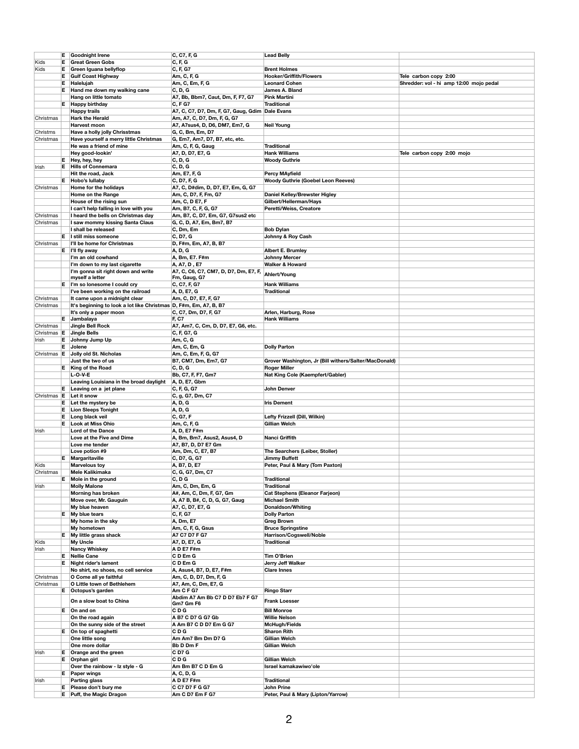|  |  |  |  |  |  |
|---|---|---|---|---|---|
|  | E | Goodnight Irene | C, C7, F, G | Lead Belly |  |
| Kids | E | Great Green Gobs | C, F, G |  |  |
| Kids | E | Green Iguana bellyflop | C, F, G7 | Brent Holmes |  |
|  | E | Gulf Coast Highway | Am, C, F, G | Hooker/Griffith/Flowers | Tele carbon copy 2:00 |
|  | E | Halelujah | Am, C, Em, F, G | Leonard Cohen | Shredder: vol - hi amp 12:00 mojo pedal |
|  | E | Hand me down my walking cane | C, D, G | James A. Bland |  |
|  |  | Hang on little tomato | A7, Bb, Bbm7, Caut, Dm, F, F7, G7 | Pink Martini |  |
|  | E | Happy birthday | C, F G7 | Traditional |  |
|  |  | Happy trails | A7, C, C7, D7, Dm, F, G7, Gaug, Gdim | Dale Evans |  |
| Christmas |  | Hark the Herald | Am, A7, C, D7, Dm, F, G, G7 |  |  |
|  |  | Harvest moon | A7, A7sus4, D, D6, DM7, Em7, G | Neil Young |  |
| Christms |  | Have a holly jolly Chrisstmas | G, C, Bm, Em, D7 |  |  |
| Christmas |  | Have yourself a merry little Christmas | G, Em7, Am7, D7, B7, etc, etc. |  |  |
|  |  | He was a friend of mine | Am, C, F, G, Gaug | Traditional |  |
|  |  | Hey good-lookin' | A7, D, D7, E7, G | Hank Williams | Tele carbon copy 2:00 mojo |
|  | E | Hey, hey, hey | C, D, G | Woody Guthrie |  |
| Irish | E | Hills of Connemara | C, D, G |  |  |
|  |  | Hit the road, Jack | Am, E7, F, G | Percy MAyfield |  |
|  | E | Hobo's lullaby | C, D7, F, G | Woody Guthrie (Goebel Leon Reeves) |  |
| Christmas |  | Home for the holidays | A7, C, D#dim, D, D7, E7, Em, G, G7 |  |  |
|  |  | Home on the Range | Am, C, D7, F, Fm, G7 | Daniel Kelley/Brewster Higley |  |
|  |  | House of the rising sun | Am, C, D E7, F | Gilbert/Hellerman/Hays |  |
|  |  | I can't help falling in love with you | Am, B7, C, F, G, G7 | Peretti/Weiss, Creatore |  |
| Christmas |  | I heard the bells on Christmas day | Am, B7, C, D7, Em, G7, G7sus2 etc |  |  |
| Christmas |  | I saw mommy kissing Santa Claus | G, C, D, A7, Em, Bm7, B7 |  |  |
|  |  | I shall be released | C, Dm, Em | Bob Dylan |  |
|  | E | I still miss someone | C, D7, G | Johnny & Roy Cash |  |
| Christmas |  | I'll be home for Christmas | D, F#m, Em, A7, B, B7 |  |  |
|  | E | I'll fly away | A, D, G | Albert E. Brumley |  |
|  |  | I'm an old cowhand | A, Bm, E7. F#m | Johnny Mercer |  |
|  |  | I'm down to my last cigarette | A, A7, D , E7 | Walker & Howard |  |
|  |  | I'm gonna sit right down and write myself a letter | A7, C, C6, C7, CM7, D, D7, Dm, E7, F, Fm, Gaug, G7 | Ahlert/Young |  |
|  | E | I'm so lonesome I could cry | C, C7, F, G7 | Hank Williams |  |
|  |  | I've been working on the railroad | A, D, E7, G | Traditional |  |
| Christmas |  | It came upon a midnight clear | Am, C, D7, E7, F, G7 |  |  |
| Christmas |  | It's beginning to look a lot like Christmas | D, F#m, Em, A7, B, B7 |  |  |
|  |  | It's only a paper moon | C, C7, Dm, D7, F, G7 | Arlen, Harburg, Rose |  |
|  | E | Jambalaya | F, C7 | Hank Williams |  |
| Christmas |  | Jingle Bell Rock | A7, Am7, C, Cm, D, D7, E7, G6, etc. |  |  |
| Christmas | E | Jingle Bells | C, F, G7, G |  |  |
| Irish | E | Johnny Jump Up | Am, C, G |  |  |
|  | E | Jolene | Am, C, Em, G | Dolly Parton |  |
| Christmas | E | Jolly old St. Nicholas | Am, C, Em, F, G, G7 |  |  |
|  |  | Just the two of us | B7, CM7, Dm, Em7, G7 | Grover Washington, Jr (Bill withers/Salter/MacDonald) |  |
|  | E | King of the Road | C, D, G | Roger Miller |  |
|  |  | L-O-V-E | Bb, C7, F, F7, Gm7 | Nat King Cole (Kaempfert/Gabler) |  |
|  |  | Leaving Louisiana in the broad daylight | A, D, E7, Gbm |  |  |
|  | E | Leaving on a jet plane | C, F, G, G7 | John Denver |  |
| Christmas | E | Let it snow | C, g, G7, Dm, C7 |  |  |
|  | E | Let the mystery be | A, D, G | Iris Dement |  |
|  | E | Lion Sleeps Tonight | A, D, G |  |  |
|  | E | Long black veil | C, G7, F | Lefty Frizzell (Dill, Wilkin) |  |
|  | E | Look at Miss Ohio | Am, C, F, G | Gillian Welch |  |
| Irish |  | Lord of the Dance | A, D, E7 F#m |  |  |
|  |  | Love at the Five and Dime | A, Bm, Bm7, Asus2, Asus4, D | Nanci Griffith |  |
|  |  | Love me tender | A7, B7, D, D7 E7 Gm |  |  |
|  |  | Love potion #9 | Am, Dm, C, E7, B7 | The Searchers (Leiber, Stoller) |  |
|  | E | Margaritaville | C, D7, G, G7 | Jimmy Buffett |  |
| Kids |  | Marvelous toy | A, B7, D, E7 | Peter, Paul & Mary (Tom Paxton) |  |
| Christmas |  | Mele Kalikimaka | C, G, G7, Dm, C7 |  |  |
|  | E | Mole in the ground | C, D G | Traditional |  |
| Irish |  | Molly Malone | Am, C, Dm, Em, G | Traditional |  |
|  |  | Morning has broken | A#, Am, C, Dm, F, G7, Gm | Cat Stephens (Eleanor Farjeon) |  |
|  |  | Move over, Mr. Gauguin | A, A7 B, B#, C, D, G, G7, Gaug | Michael Smith |  |
|  |  | My blue heaven | A7, C, D7, E7, G | Donaldson/Whiting |  |
|  | E | My blue tears | C, F, G7 | Dolly Parton |  |
|  |  | My home in the sky | A, Dm, E7 | Greg Brown |  |
|  |  | My hometown | Am, C, F, G, Gsus | Bruce Springstine |  |
|  | E | My little grass shack | A7 C7 D7 F G7 | Harrison/Cogswell/Noble |  |
| Kids |  | My Uncle | A7, D, E7, G | Traditional |  |
| Irish |  | Nancy Whiskey | A D E7 F#m |  |  |
|  | E | Nellie Cane | C D Em G | Tim O'Brien |  |
|  | E | Night rider's lament | C D Em G | Jerry Jeff Walker |  |
|  |  | No shirt, no shoes, no cell service | A, Asus4, B7, D, E7, F#m | Clare Innes |  |
| Christmas |  | O Come all ye faithful | Am, C, D, D7, Dm, F, G |  |  |
| Christmas |  | O Little town of Bethlehem | A7, Am, C, Dm, E7, G |  |  |
|  | E | Octopus's garden | Am C F G7 | Ringo Starr |  |
|  |  | On a slow boat to China | Abdim A7 Am Bb C7 D D7 Eb7 F G7 Gm7 Gm F6 | Frank Loesser |  |
|  | E | On and on | C D G | Bill Monroe |  |
|  |  | On the road again | A B7 C D7 G G7 Gb | Willie Nelson |  |
|  |  | On the sunny side of the street | A Am B7 C D D7 Em G G7 | McHugh/Fields |  |
|  | E | On top of spaghetti | C D G | Sharon Rith |  |
|  |  | One little song | Am Am7 Bm Dm D7 G | Gillian Welch |  |
|  |  | One more dollar | Bb D Dm F | Gillian Welch |  |
| Irish | E | Orange and the green | C D7 G |  |  |
|  | E | Orphan girl | C D G | Gillian Welch |  |
|  |  | Over the rainbow - Iz style - G | Am Bm B7 C D Em G | Israel kamakawiwo'ole |  |
|  | E | Paper wings | A, C, D, G |  |  |
| Irish |  | Parting glass | A D E7 F#m | Traditional |  |
|  | E | Please don't bury me | C C7 D7 F G G7 | John Prine |  |
|  | E | Puff, the Magic Dragon | Am C D7 Em F G7 | Peter, Paul & Mary (Lipton/Yarrow) |  |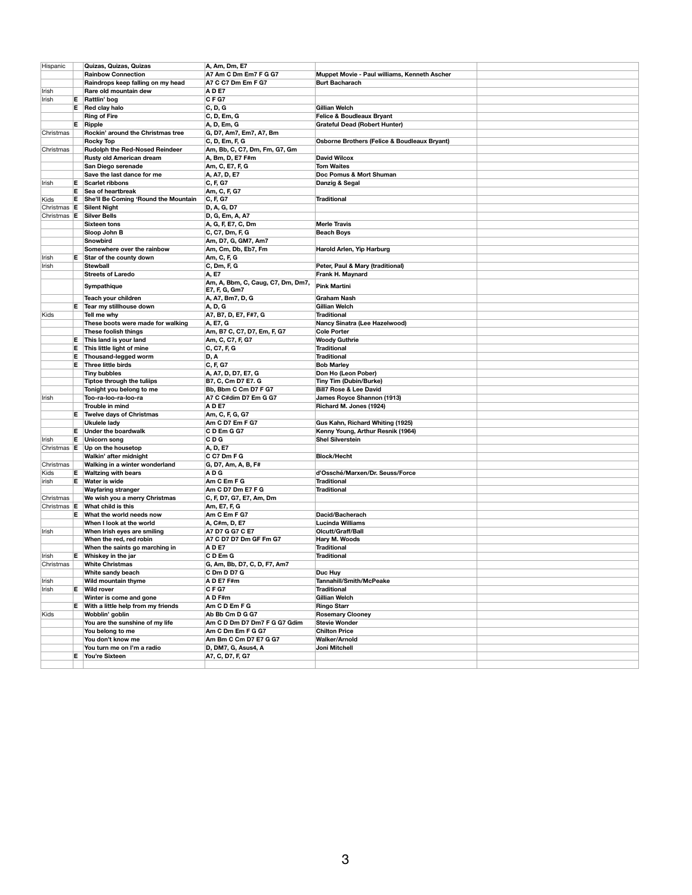| | | | | | |
|---|---|---|---|---|---|
| Hispanic | | Quizas, Quizas, Quizas | A, Am, Dm, E7 | | |
| | | Rainbow Connection | A7 Am C Dm Em7 F G G7 | Muppet Movie - Paul williams, Kenneth Ascher | |
| | | Raindrops keep falling on my head | A7 C C7 Dm Em F G7 | Burt Bacharach | |
| Irish | | Rare old mountain dew | A D E7 | | |
| Irish | E | Rattlin' bog | C F G7 | | |
| | E | Red clay halo | C, D, G | Gillian Welch | |
| | | Ring of Fire | C, D, Em, G | Felice & Boudleaux Bryant | |
| | E | Ripple | A, D, Em, G | Grateful Dead (Robert Hunter) | |
| Christmas | | Rockin' around the Christmas tree | G, D7, Am7, Em7, A7, Bm | | |
| | | Rocky Top | C, D, Em, F, G | Osborne Brothers (Felice & Boudleaux Bryant) | |
| Christmas | | Rudolph the Red-Nosed Reindeer | Am, Bb, C, C7, Dm, Fm, G7, Gm | | |
| | | Rusty old American dream | A, Bm, D, E7 F#m | David Wilcox | |
| | | San Diego serenade | Am, C, E7, F, G | Tom Waites | |
| | | Save the last dance for me | A, A7, D, E7 | Doc Pomus & Mort Shuman | |
| Irish | E | Scarlet ribbons | C, F, G7 | Danzig & Segal | |
| | E | Sea of heartbreak | Am, C, F, G7 | | |
| Kids | E | She'll Be Coming 'Round the Mountain | C, F, G7 | Traditional | |
| Christmas | E | Silent Night | D, A, G, D7 | | |
| Christmas | E | Silver Bells | D, G, Em, A, A7 | | |
| | | Sixteen tons | A, G, F, E7, C, Dm | Merle Travis | |
| | | Sloop John B | C, C7, Dm, F, G | Beach Boys | |
| | | Snowbird | Am, D7, G, GM7, Am7 | | |
| | | Somewhere over the rainbow | Am, Cm, Db, Eb7, Fm | Harold Arlen, Yip Harburg | |
| Irish | E | Star of the county down | Am, C, F, G | | |
| Irish | | Stewball | C, Dm, F, G | Peter, Paul & Mary (traditional) | |
| | | Streets of Laredo | A, E7 | Frank H. Maynard | |
| | | Sympathique | Am, A, Bbm, C, Caug, C7, Dm, Dm7, E7, F, G, Gm7 | Pink Martini | |
| | | Teach your children | A, A7, Bm7, D, G | Graham Nash | |
| | E | Tear my stillhouse down | A, D, G | Gillian Welch | |
| Kids | | Tell me why | A7, B7, D, E7, F#7, G | Traditional | |
| | | These boots were made for walking | A, E7, G | Nancy Sinatra (Lee Hazelwood) | |
| | | These foolish things | Am, B7 C, C7, D7, Em, F, G7 | Cole Porter | |
| | E | This land is your land | Am, C, C7, F, G7 | Woody Guthrie | |
| | E | This little light of mine | C, C7, F, G | Traditional | |
| | E | Thousand-legged worm | D, A | Traditional | |
| | E | Three little birds | C, F, G7 | Bob Marley | |
| | | Tiny bubbles | A, A7, D, D7, E7, G | Don Ho (Leon Pober) | |
| | | Tiptoe through the tuliips | B7, C, Cm D7 E7. G | Tiny Tim (Dubin/Burke) | |
| | | Tonight you belong to me | Bb, Bbm C Cm D7 F G7 | Bill7 Rose & Lee David | |
| Irish | | Too-ra-loo-ra-loo-ra | A7 C C#dim D7 Em G G7 | James Royce Shannon (1913) | |
| | | Trouble in mind | A D E7 | Richard M. Jones (1924) | |
| | E | Twelve days of Christmas | Am, C, F, G, G7 | | |
| | | Ukulele lady | Am C D7 Em F G7 | Gus Kahn, Richard Whiting (1925) | |
| | E | Under the boardwalk | C D Em G G7 | Kenny Young, Arthur Resnik (1964) | |
| Irish | E | Unicorn song | C D G | Shel Silverstein | |
| Christmas | E | Up on the housetop | A, D, E7 | | |
| | | Walkin' after midnight | C C7 Dm F G | Block/Hecht | |
| Christmas | | Walking in a winter wonderland | G, D7, Am, A, B, F# | | |
| Kids | E | Waltzing with bears | A D G | d'Ossché/Marxen/Dr. Seuss/Force | |
| irish | E | Water is wide | Am C Em F G | Traditional | |
| | | Wayfaring stranger | Am C D7 Dm E7 F G | Traditional | |
| Christmas | | We wish you a merry Christmas | C, F, D7, G7, E7, Am, Dm | | |
| Christmas | E | What child is this | Am, E7, F, G | | |
| | E | What the world needs now | Am C Em F G7 | Dacid/Bacherach | |
| | | When I look at the world | A, C#m, D, E7 | Lucinda Williams | |
| Irish | | When Irish eyes are smiling | A7 D7 G G7 C E7 | Olcutt/Graff/Ball | |
| | | When the red, red robin | A7 C D7 D7 Dm GF Fm G7 | Hary M. Woods | |
| | | When the saints go marching in | A D E7 | Traditional | |
| Irish | E | Whiskey in the jar | C D Em G | Traditional | |
| Christmas | | White Christmas | G, Am, Bb, D7, C, D, F7, Am7 | | |
| | | White sandy beach | C Dm D D7 G | Duc Huy | |
| Irish | | Wild mountain thyme | A D E7 F#m | Tannahill/Smith/McPeake | |
| Irish | E | Wild rover | C F G7 | Traditional | |
| | | Winter is come and gone | A D F#m | Gillian Welch | |
| | E | With a little help from my friends | Am C D Em F G | Ringo Starr | |
| Kids | | Wobblin' goblin | Ab Bb Cm D G G7 | Rosemary Clooney | |
| | | You are the sunshine of my life | Am C D Dm D7 Dm7 F G G7 Gdim | Stevie Wonder | |
| | | You belong to me | Am C Dm Em F G G7 | Chilton Price | |
| | | You don't know me | Am Bm C Cm D7 E7 G G7 | Walker/Arnold | |
| | | You turn me on I'm a radio | D, DM7, G, Asus4, A | Joni Mitchell | |
| | E | You're Sixteen | A7, C, D7, F, G7 | | |
| | | | | | |